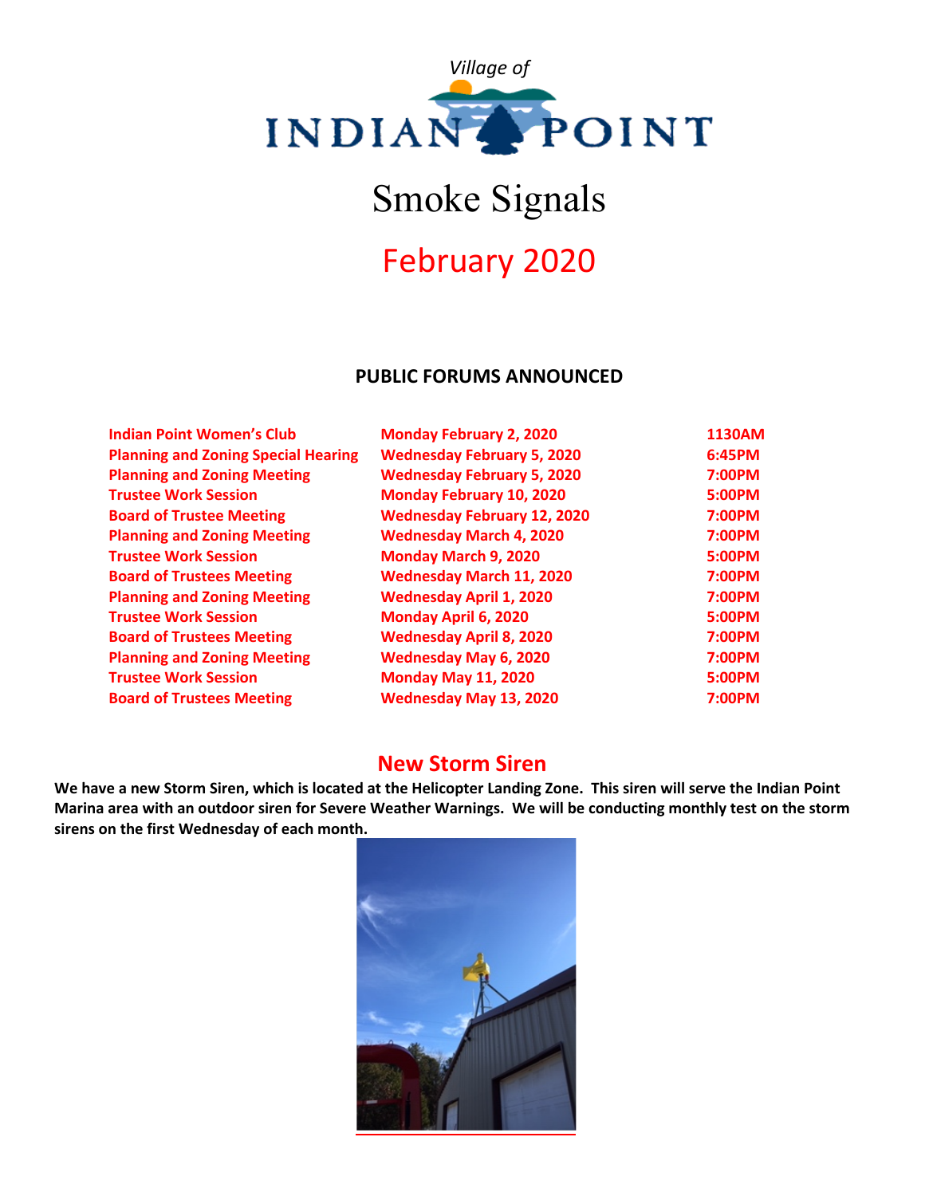*Village of*

# INDIAN POINT

# Smoke Signals

## February 2020

### PUBLIC FORUMS ANNOUNCED

| | | |
|---|---|---|
| Indian Point Women's Club | Monday February 2, 2020 | 1130AM |
| Planning and Zoning Special Hearing | Wednesday February 5, 2020 | 6:45PM |
| Planning and Zoning Meeting | Wednesday February 5, 2020 | 7:00PM |
| Trustee Work Session | Monday February 10, 2020 | 5:00PM |
| Board of Trustee Meeting | Wednesday February 12, 2020 | 7:00PM |
| Planning and Zoning Meeting | Wednesday March 4, 2020 | 7:00PM |
| Trustee Work Session | Monday March 9, 2020 | 5:00PM |
| Board of Trustees Meeting | Wednesday March 11, 2020 | 7:00PM |
| Planning and Zoning Meeting | Wednesday April 1, 2020 | 7:00PM |
| Trustee Work Session | Monday April 6, 2020 | 5:00PM |
| Board of Trustees Meeting | Wednesday April 8, 2020 | 7:00PM |
| Planning and Zoning Meeting | Wednesday May 6, 2020 | 7:00PM |
| Trustee Work Session | Monday May 11, 2020 | 5:00PM |
| Board of Trustees Meeting | Wednesday May 13, 2020 | 7:00PM |

### New Storm Siren

**We have a new Storm Siren, which is located at the Helicopter Landing Zone. This siren will serve the Indian Point Marina area with an outdoor siren for Severe Weather Warnings. We will be conducting monthly test on the storm sirens on the first Wednesday of each month.**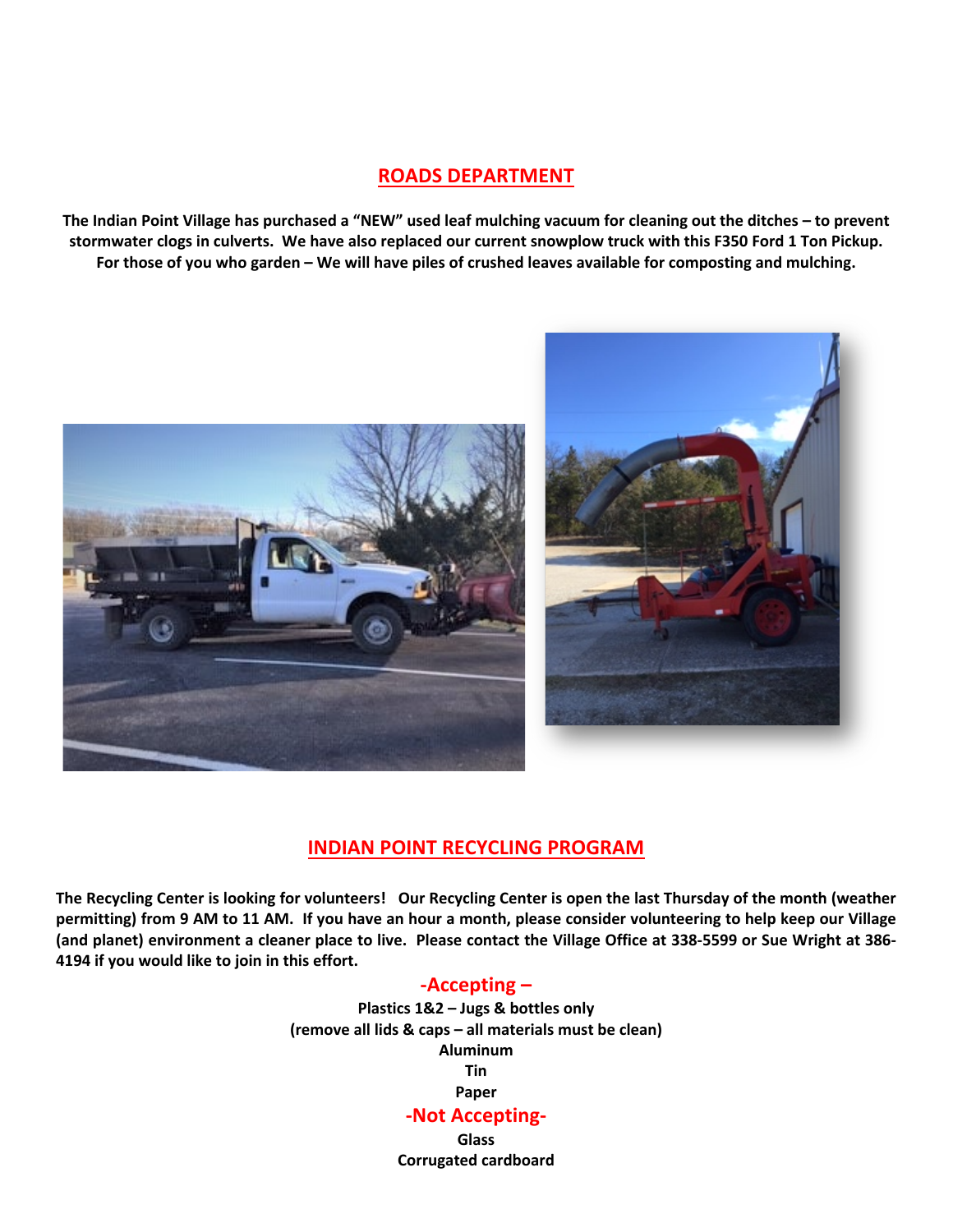## ROADS DEPARTMENT

**The Indian Point Village has purchased a "NEW" used leaf mulching vacuum for cleaning out the ditches – to prevent stormwater clogs in culverts. We have also replaced our current snowplow truck with this F350 Ford 1 Ton Pickup. For those of you who garden – We will have piles of crushed leaves available for composting and mulching.**

## INDIAN POINT RECYCLING PROGRAM

**The Recycling Center is looking for volunteers! Our Recycling Center is open the last Thursday of the month (weather permitting) from 9 AM to 11 AM. If you have an hour a month, please consider volunteering to help keep our Village (and planet) environment a cleaner place to live. Please contact the Village Office at 338-5599 or Sue Wright at 386-4194 if you would like to join in this effort.**

### -Accepting –

**Plastics 1&2 – Jugs & bottles only**
**(remove all lids & caps – all materials must be clean)**
**Aluminum**
**Tin**
**Paper**

### -Not Accepting-

**Glass**
**Corrugated cardboard**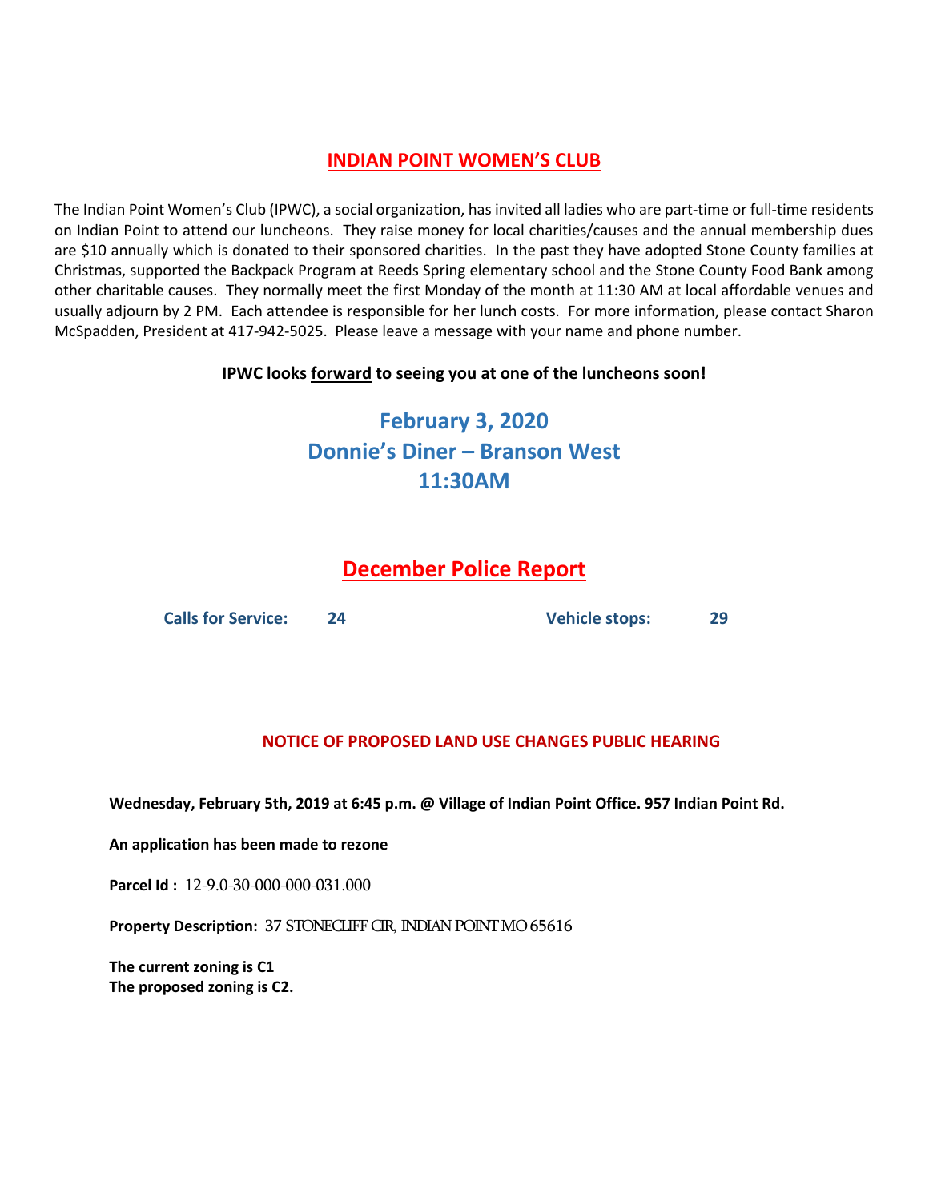## INDIAN POINT WOMEN'S CLUB

The Indian Point Women's Club (IPWC), a social organization, has invited all ladies who are part-time or full-time residents on Indian Point to attend our luncheons. They raise money for local charities/causes and the annual membership dues are $10 annually which is donated to their sponsored charities. In the past they have adopted Stone County families at Christmas, supported the Backpack Program at Reeds Spring elementary school and the Stone County Food Bank among other charitable causes. They normally meet the first Monday of the month at 11:30 AM at local affordable venues and usually adjourn by 2 PM. Each attendee is responsible for her lunch costs. For more information, please contact Sharon McSpadden, President at 417-942-5025. Please leave a message with your name and phone number.

**IPWC looks forward to seeing you at one of the luncheons soon!**

**February 3, 2020**
**Donnie's Diner – Branson West**
**11:30AM**

## December Police Report

**Calls for Service: 24**　　　　**Vehicle stops: 29**

### NOTICE OF PROPOSED LAND USE CHANGES PUBLIC HEARING

**Wednesday, February 5th, 2019 at 6:45 p.m. @ Village of Indian Point Office. 957 Indian Point Rd.**

**An application has been made to rezone**

**Parcel Id :** 12-9.0-30-000-000-031.000

**Property Description:** 37 STONECLIFF CIR, INDIAN POINT MO 65616

**The current zoning is C1**
**The proposed zoning is C2.**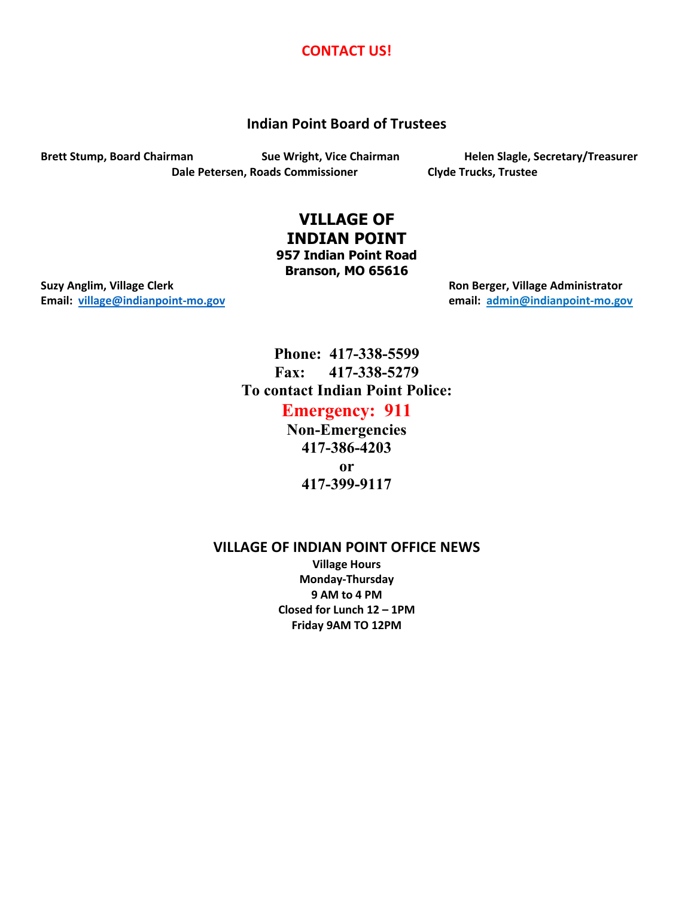# CONTACT US!

## Indian Point Board of Trustees

**Brett Stump, Board Chairman** **Sue Wright, Vice Chairman** **Helen Slagle, Secretary/Treasurer**
**Dale Petersen, Roads Commissioner** **Clyde Trucks, Trustee**

## VILLAGE OF INDIAN POINT

**957 Indian Point Road**
**Branson, MO 65616**

**Suzy Anglim, Village Clerk**
**Email: village@indianpoint-mo.gov**

**Ron Berger, Village Administrator**
**email: admin@indianpoint-mo.gov**

**Phone: 417-338-5599**
**Fax: 417-338-5279**
**To contact Indian Point Police:**
**Emergency: 911**
**Non-Emergencies**
**417-386-4203**
**or**
**417-399-9117**

## VILLAGE OF INDIAN POINT OFFICE NEWS

**Village Hours**
**Monday-Thursday**
**9 AM to 4 PM**
**Closed for Lunch 12 – 1PM**
**Friday 9AM TO 12PM**